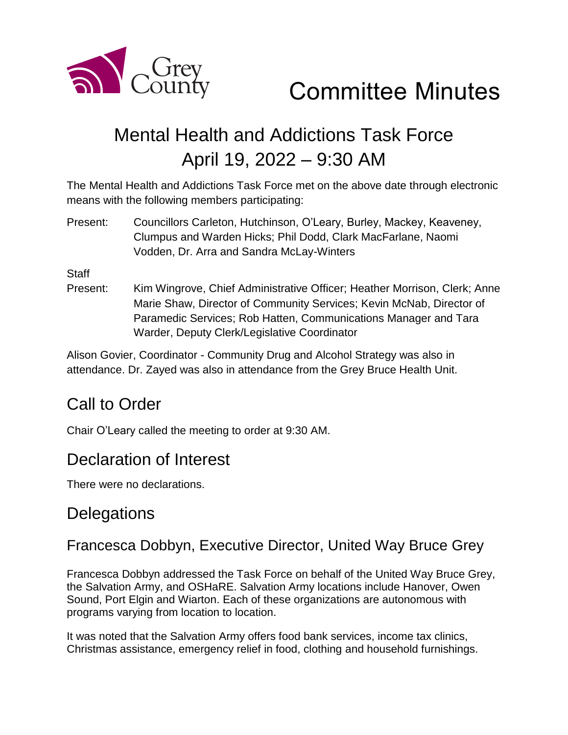# Committee Minutes

## Mental Health and Addictions Task Force
## April 19, 2022 – 9:30 AM

The Mental Health and Addictions Task Force met on the above date through electronic means with the following members participating:

Present: Councillors Carleton, Hutchinson, O'Leary, Burley, Mackey, Keaveney, Clumpus and Warden Hicks; Phil Dodd, Clark MacFarlane, Naomi Vodden, Dr. Arra and Sandra McLay-Winters

Staff Present: Kim Wingrove, Chief Administrative Officer; Heather Morrison, Clerk; Anne Marie Shaw, Director of Community Services; Kevin McNab, Director of Paramedic Services; Rob Hatten, Communications Manager and Tara Warder, Deputy Clerk/Legislative Coordinator

Alison Govier, Coordinator - Community Drug and Alcohol Strategy was also in attendance. Dr. Zayed was also in attendance from the Grey Bruce Health Unit.

## Call to Order

Chair O'Leary called the meeting to order at 9:30 AM.

## Declaration of Interest

There were no declarations.

## Delegations

### Francesca Dobbyn, Executive Director, United Way Bruce Grey

Francesca Dobbyn addressed the Task Force on behalf of the United Way Bruce Grey, the Salvation Army, and OSHaRE. Salvation Army locations include Hanover, Owen Sound, Port Elgin and Wiarton. Each of these organizations are autonomous with programs varying from location to location.

It was noted that the Salvation Army offers food bank services, income tax clinics, Christmas assistance, emergency relief in food, clothing and household furnishings.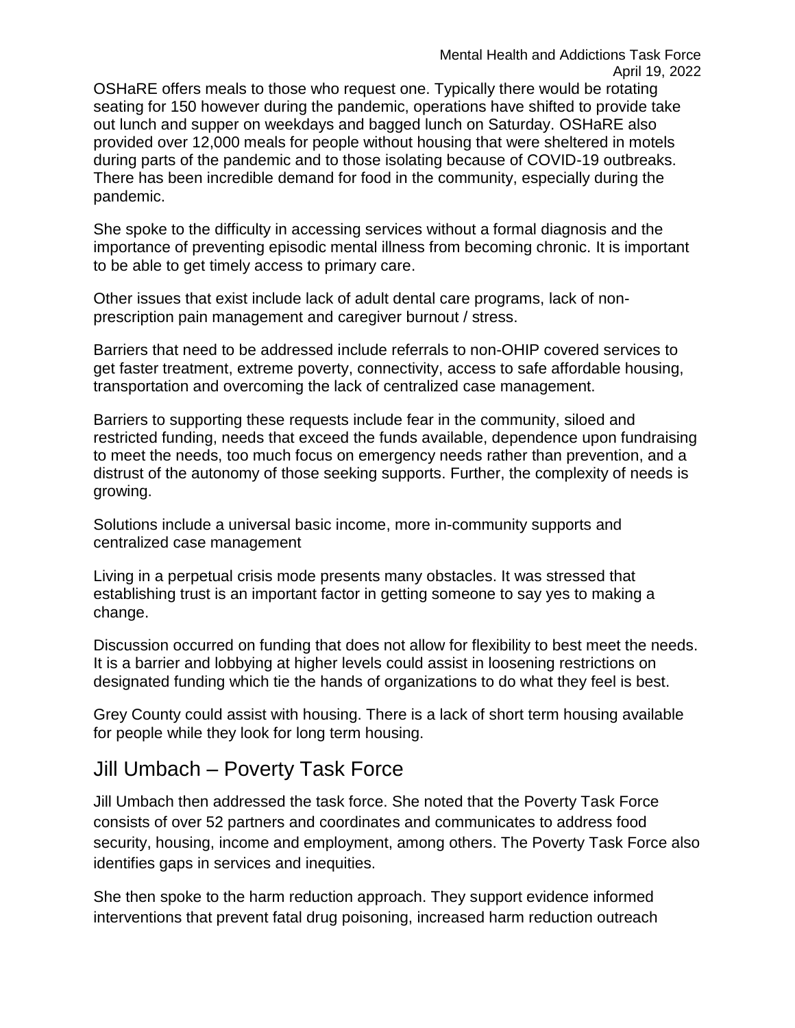OSHaRE offers meals to those who request one. Typically there would be rotating seating for 150 however during the pandemic, operations have shifted to provide take out lunch and supper on weekdays and bagged lunch on Saturday. OSHaRE also provided over 12,000 meals for people without housing that were sheltered in motels during parts of the pandemic and to those isolating because of COVID-19 outbreaks. There has been incredible demand for food in the community, especially during the pandemic.

She spoke to the difficulty in accessing services without a formal diagnosis and the importance of preventing episodic mental illness from becoming chronic. It is important to be able to get timely access to primary care.

Other issues that exist include lack of adult dental care programs, lack of non-prescription pain management and caregiver burnout / stress.

Barriers that need to be addressed include referrals to non-OHIP covered services to get faster treatment, extreme poverty, connectivity, access to safe affordable housing, transportation and overcoming the lack of centralized case management.

Barriers to supporting these requests include fear in the community, siloed and restricted funding, needs that exceed the funds available, dependence upon fundraising to meet the needs, too much focus on emergency needs rather than prevention, and a distrust of the autonomy of those seeking supports. Further, the complexity of needs is growing.

Solutions include a universal basic income, more in-community supports and centralized case management

Living in a perpetual crisis mode presents many obstacles. It was stressed that establishing trust is an important factor in getting someone to say yes to making a change.

Discussion occurred on funding that does not allow for flexibility to best meet the needs. It is a barrier and lobbying at higher levels could assist in loosening restrictions on designated funding which tie the hands of organizations to do what they feel is best.

Grey County could assist with housing. There is a lack of short term housing available for people while they look for long term housing.

## Jill Umbach – Poverty Task Force

Jill Umbach then addressed the task force. She noted that the Poverty Task Force consists of over 52 partners and coordinates and communicates to address food security, housing, income and employment, among others. The Poverty Task Force also identifies gaps in services and inequities.

She then spoke to the harm reduction approach. They support evidence informed interventions that prevent fatal drug poisoning, increased harm reduction outreach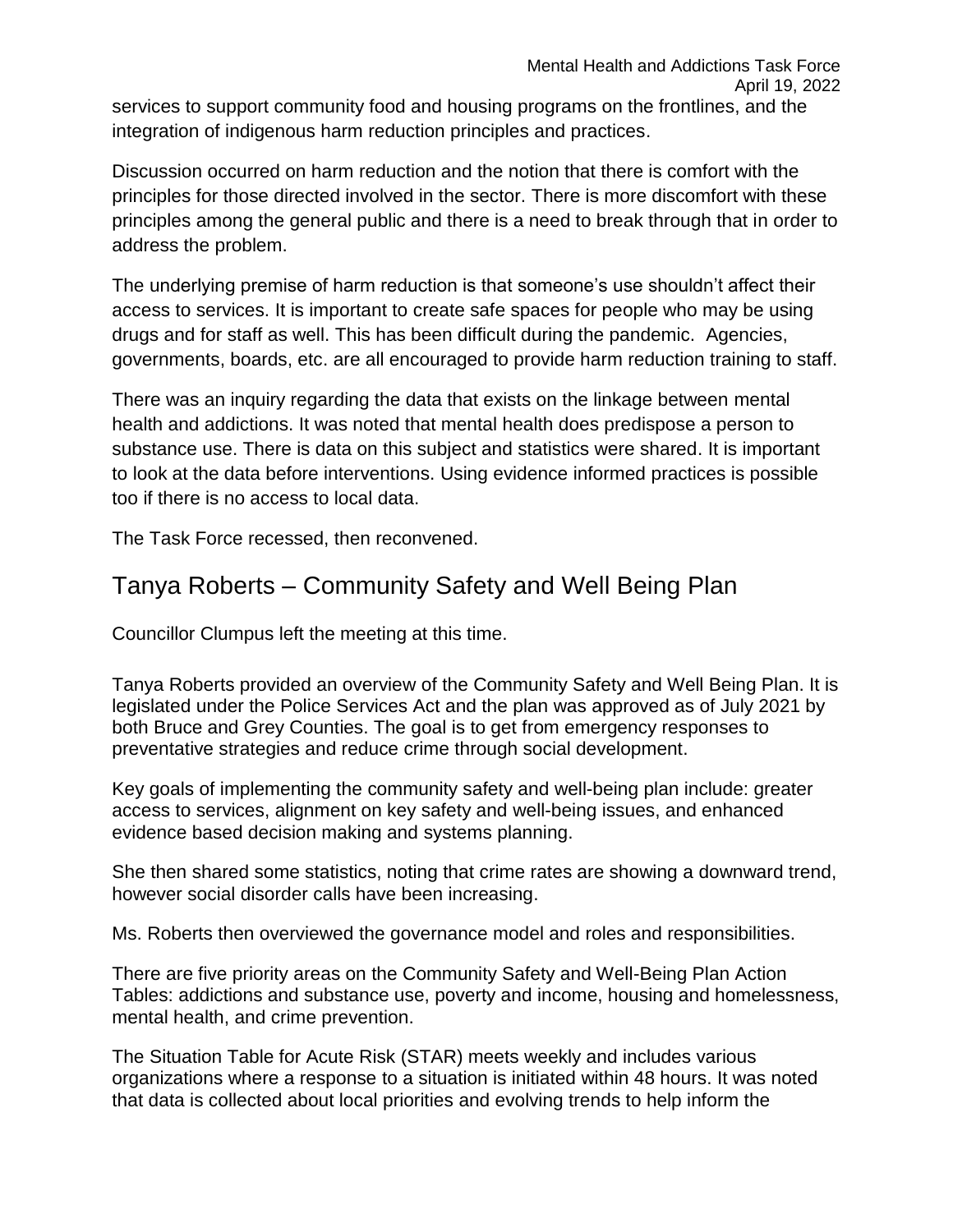services to support community food and housing programs on the frontlines, and the integration of indigenous harm reduction principles and practices.

Discussion occurred on harm reduction and the notion that there is comfort with the principles for those directed involved in the sector. There is more discomfort with these principles among the general public and there is a need to break through that in order to address the problem.

The underlying premise of harm reduction is that someone's use shouldn't affect their access to services. It is important to create safe spaces for people who may be using drugs and for staff as well. This has been difficult during the pandemic. Agencies, governments, boards, etc. are all encouraged to provide harm reduction training to staff.

There was an inquiry regarding the data that exists on the linkage between mental health and addictions. It was noted that mental health does predispose a person to substance use. There is data on this subject and statistics were shared. It is important to look at the data before interventions. Using evidence informed practices is possible too if there is no access to local data.

The Task Force recessed, then reconvened.

## Tanya Roberts – Community Safety and Well Being Plan

Councillor Clumpus left the meeting at this time.

Tanya Roberts provided an overview of the Community Safety and Well Being Plan. It is legislated under the Police Services Act and the plan was approved as of July 2021 by both Bruce and Grey Counties. The goal is to get from emergency responses to preventative strategies and reduce crime through social development.

Key goals of implementing the community safety and well-being plan include: greater access to services, alignment on key safety and well-being issues, and enhanced evidence based decision making and systems planning.

She then shared some statistics, noting that crime rates are showing a downward trend, however social disorder calls have been increasing.

Ms. Roberts then overviewed the governance model and roles and responsibilities.

There are five priority areas on the Community Safety and Well-Being Plan Action Tables: addictions and substance use, poverty and income, housing and homelessness, mental health, and crime prevention.

The Situation Table for Acute Risk (STAR) meets weekly and includes various organizations where a response to a situation is initiated within 48 hours. It was noted that data is collected about local priorities and evolving trends to help inform the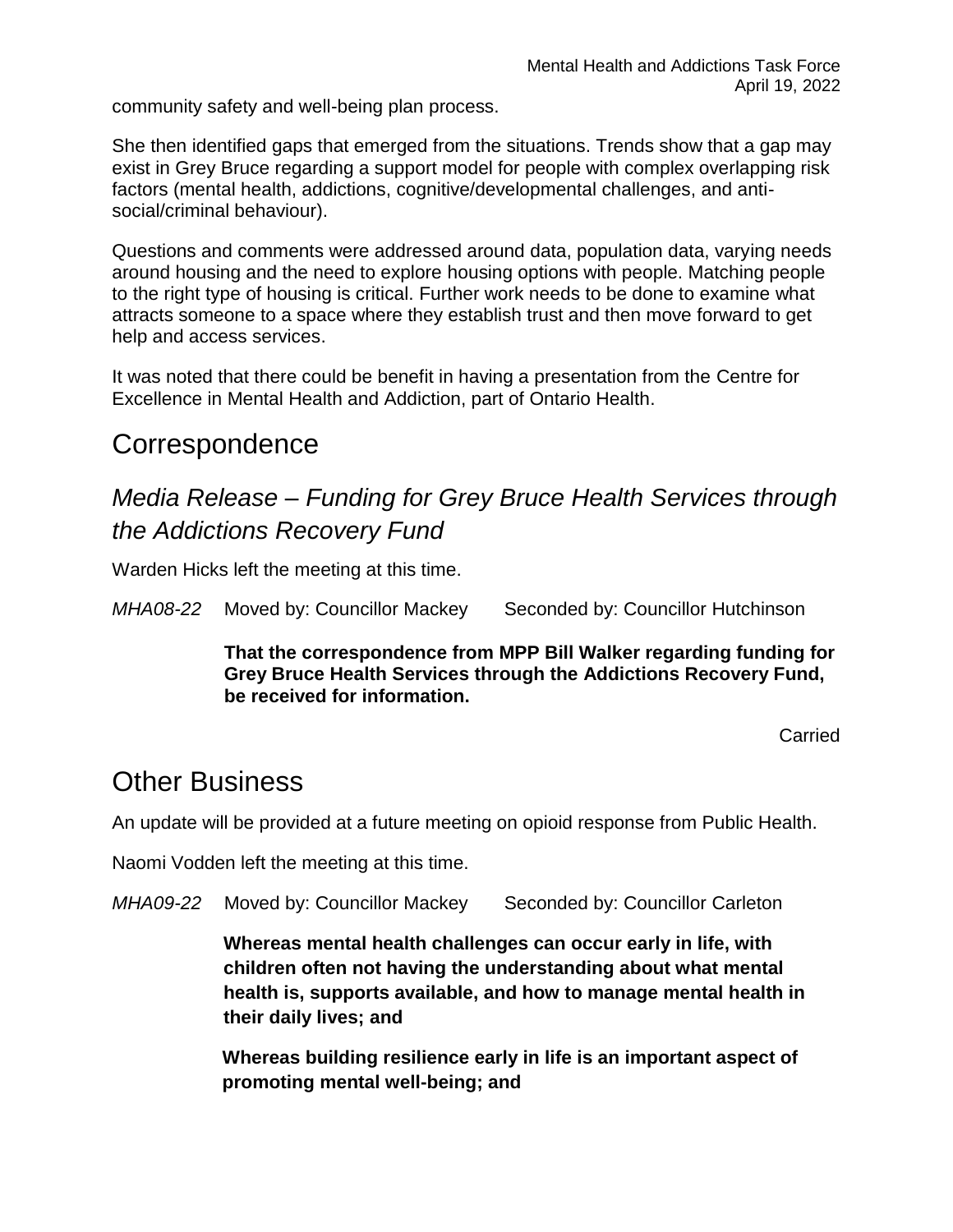community safety and well-being plan process.

She then identified gaps that emerged from the situations. Trends show that a gap may exist in Grey Bruce regarding a support model for people with complex overlapping risk factors (mental health, addictions, cognitive/developmental challenges, and anti-social/criminal behaviour).

Questions and comments were addressed around data, population data, varying needs around housing and the need to explore housing options with people. Matching people to the right type of housing is critical. Further work needs to be done to examine what attracts someone to a space where they establish trust and then move forward to get help and access services.

It was noted that there could be benefit in having a presentation from the Centre for Excellence in Mental Health and Addiction, part of Ontario Health.

## Correspondence

### *Media Release – Funding for Grey Bruce Health Services through the Addictions Recovery Fund*

Warden Hicks left the meeting at this time.

*MHA08-22* Moved by: Councillor Mackey Seconded by: Councillor Hutchinson

**That the correspondence from MPP Bill Walker regarding funding for Grey Bruce Health Services through the Addictions Recovery Fund, be received for information.**

Carried

## Other Business

An update will be provided at a future meeting on opioid response from Public Health.

Naomi Vodden left the meeting at this time.

*MHA09-22* Moved by: Councillor Mackey Seconded by: Councillor Carleton

**Whereas mental health challenges can occur early in life, with children often not having the understanding about what mental health is, supports available, and how to manage mental health in their daily lives; and**

**Whereas building resilience early in life is an important aspect of promoting mental well-being; and**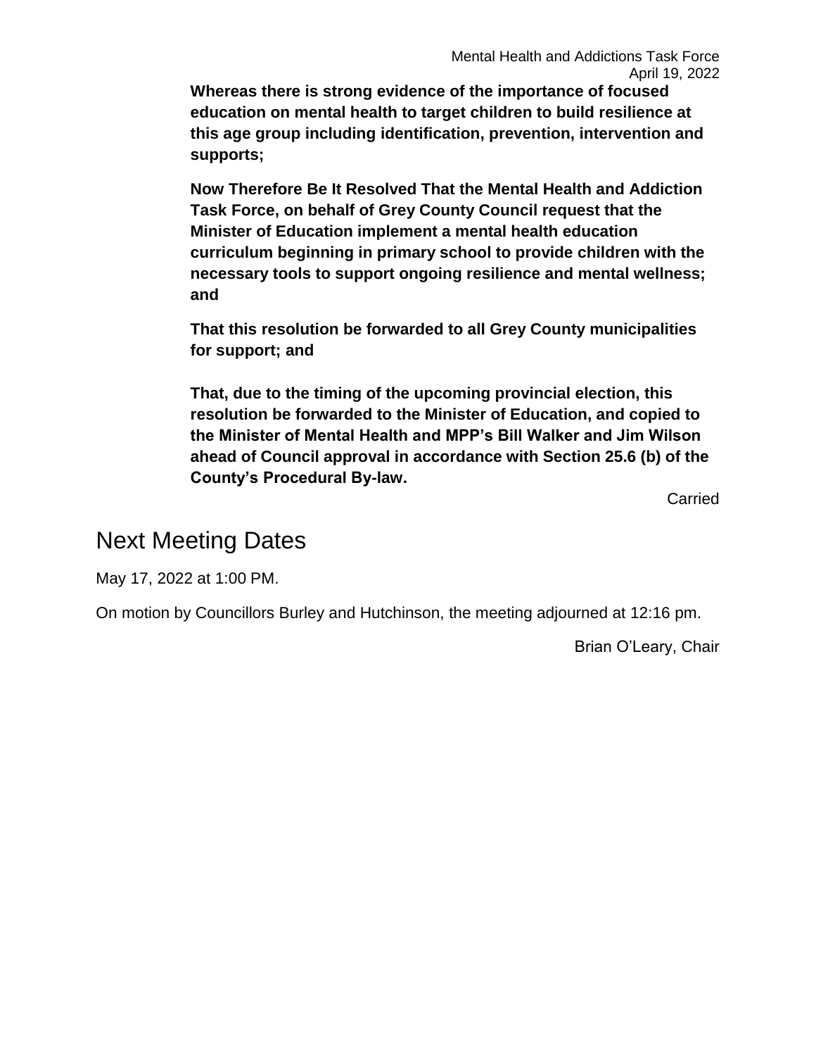**Whereas there is strong evidence of the importance of focused education on mental health to target children to build resilience at this age group including identification, prevention, intervention and supports;**

**Now Therefore Be It Resolved That the Mental Health and Addiction Task Force, on behalf of Grey County Council request that the Minister of Education implement a mental health education curriculum beginning in primary school to provide children with the necessary tools to support ongoing resilience and mental wellness; and**

**That this resolution be forwarded to all Grey County municipalities for support; and**

**That, due to the timing of the upcoming provincial election, this resolution be forwarded to the Minister of Education, and copied to the Minister of Mental Health and MPP's Bill Walker and Jim Wilson ahead of Council approval in accordance with Section 25.6 (b) of the County's Procedural By-law.**

Carried

## Next Meeting Dates

May 17, 2022 at 1:00 PM.

On motion by Councillors Burley and Hutchinson, the meeting adjourned at 12:16 pm.

Brian O'Leary, Chair